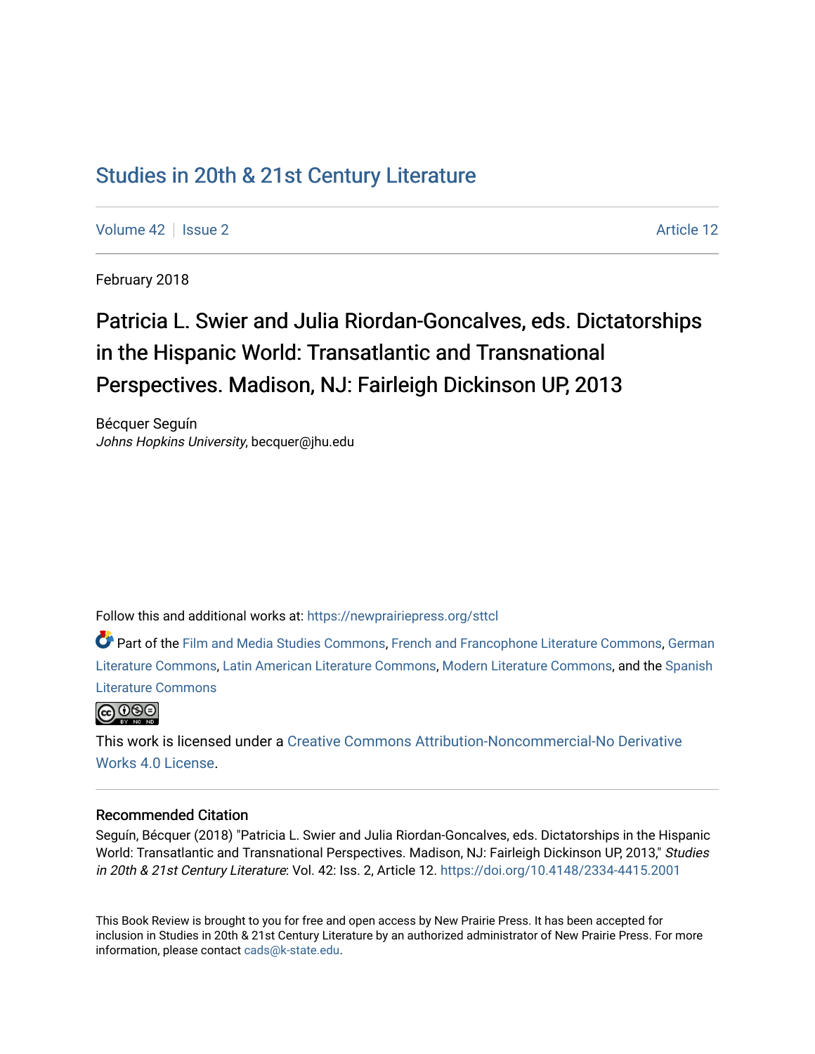# Studies in 20th & 21st Century Literature

Volume 42 | Issue 2 | Article 12

February 2018

## Patricia L. Swier and Julia Riordan-Goncalves, eds. Dictatorships in the Hispanic World: Transatlantic and Transnational Perspectives. Madison, NJ: Fairleigh Dickinson UP, 2013

Bécquer Seguín
*Johns Hopkins University*, becquer@jhu.edu

Follow this and additional works at: https://newprairiepress.org/sttcl

Part of the Film and Media Studies Commons, French and Francophone Literature Commons, German Literature Commons, Latin American Literature Commons, Modern Literature Commons, and the Spanish Literature Commons

This work is licensed under a Creative Commons Attribution-Noncommercial-No Derivative Works 4.0 License.

### Recommended Citation

Seguín, Bécquer (2018) "Patricia L. Swier and Julia Riordan-Goncalves, eds. Dictatorships in the Hispanic World: Transatlantic and Transnational Perspectives. Madison, NJ: Fairleigh Dickinson UP, 2013," *Studies in 20th & 21st Century Literature*: Vol. 42: Iss. 2, Article 12. https://doi.org/10.4148/2334-4415.2001

This Book Review is brought to you for free and open access by New Prairie Press. It has been accepted for inclusion in Studies in 20th & 21st Century Literature by an authorized administrator of New Prairie Press. For more information, please contact cads@k-state.edu.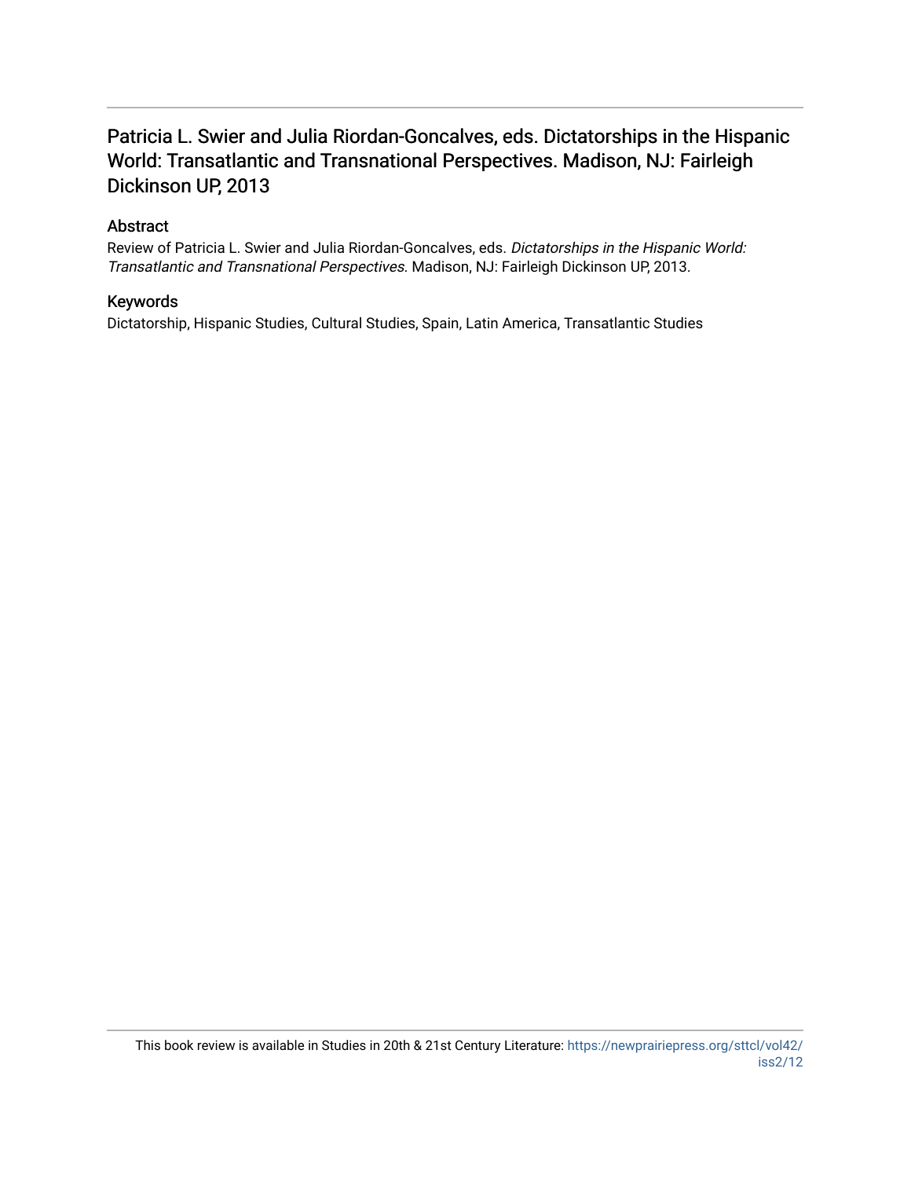# Patricia L. Swier and Julia Riordan-Goncalves, eds. Dictatorships in the Hispanic World: Transatlantic and Transnational Perspectives. Madison, NJ: Fairleigh Dickinson UP, 2013

## Abstract

Review of Patricia L. Swier and Julia Riordan-Goncalves, eds. *Dictatorships in the Hispanic World: Transatlantic and Transnational Perspectives*. Madison, NJ: Fairleigh Dickinson UP, 2013.

## Keywords

Dictatorship, Hispanic Studies, Cultural Studies, Spain, Latin America, Transatlantic Studies

This book review is available in Studies in 20th & 21st Century Literature: https://newprairiepress.org/sttcl/vol42/iss2/12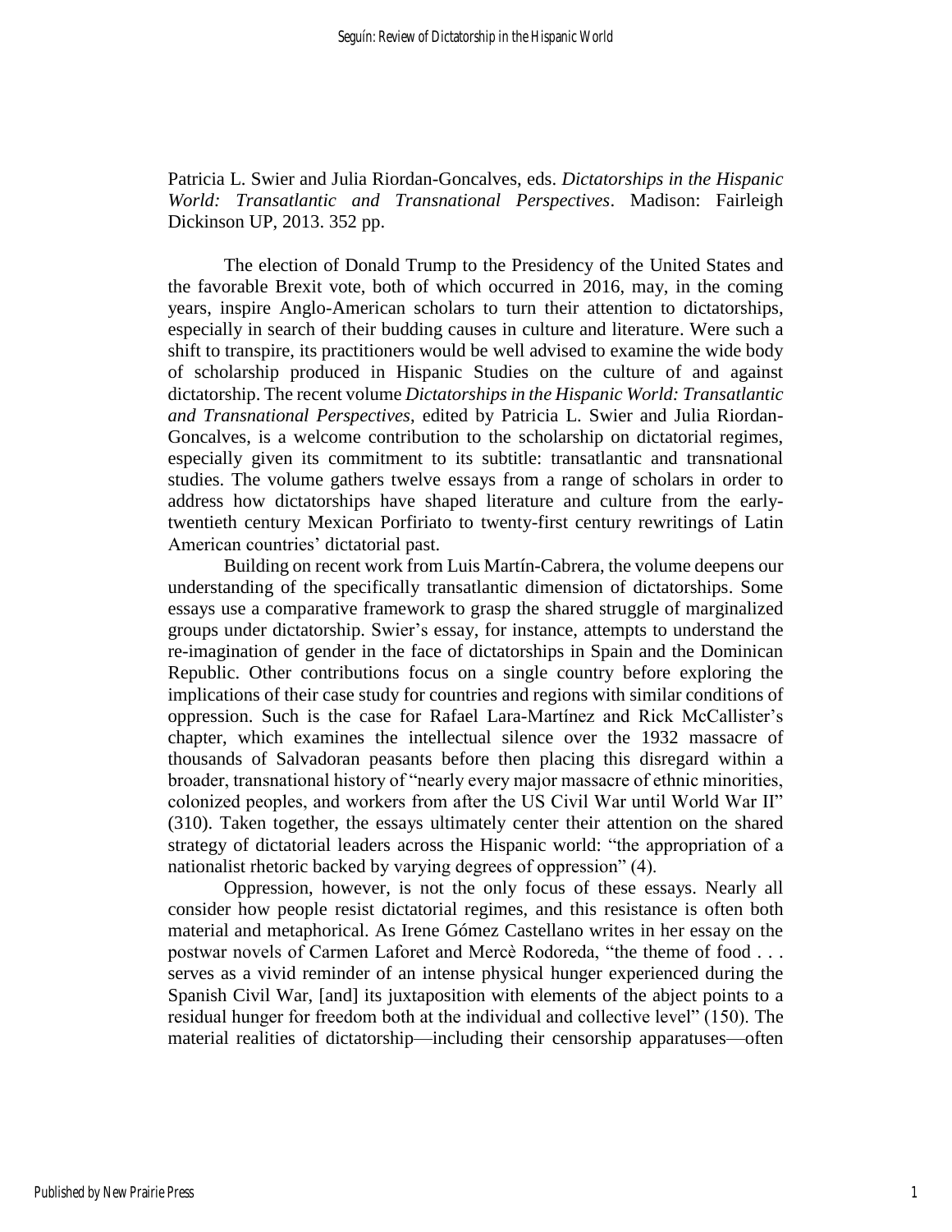Patricia L. Swier and Julia Riordan-Goncalves, eds. *Dictatorships in the Hispanic World: Transatlantic and Transnational Perspectives*. Madison: Fairleigh Dickinson UP, 2013. 352 pp.

The election of Donald Trump to the Presidency of the United States and the favorable Brexit vote, both of which occurred in 2016, may, in the coming years, inspire Anglo-American scholars to turn their attention to dictatorships, especially in search of their budding causes in culture and literature. Were such a shift to transpire, its practitioners would be well advised to examine the wide body of scholarship produced in Hispanic Studies on the culture of and against dictatorship. The recent volume *Dictatorships in the Hispanic World: Transatlantic and Transnational Perspectives*, edited by Patricia L. Swier and Julia Riordan-Goncalves, is a welcome contribution to the scholarship on dictatorial regimes, especially given its commitment to its subtitle: transatlantic and transnational studies. The volume gathers twelve essays from a range of scholars in order to address how dictatorships have shaped literature and culture from the early-twentieth century Mexican Porfiriato to twenty-first century rewritings of Latin American countries' dictatorial past.

Building on recent work from Luis Martín-Cabrera, the volume deepens our understanding of the specifically transatlantic dimension of dictatorships. Some essays use a comparative framework to grasp the shared struggle of marginalized groups under dictatorship. Swier's essay, for instance, attempts to understand the re-imagination of gender in the face of dictatorships in Spain and the Dominican Republic. Other contributions focus on a single country before exploring the implications of their case study for countries and regions with similar conditions of oppression. Such is the case for Rafael Lara-Martínez and Rick McCallister's chapter, which examines the intellectual silence over the 1932 massacre of thousands of Salvadoran peasants before then placing this disregard within a broader, transnational history of "nearly every major massacre of ethnic minorities, colonized peoples, and workers from after the US Civil War until World War II" (310). Taken together, the essays ultimately center their attention on the shared strategy of dictatorial leaders across the Hispanic world: "the appropriation of a nationalist rhetoric backed by varying degrees of oppression" (4).

Oppression, however, is not the only focus of these essays. Nearly all consider how people resist dictatorial regimes, and this resistance is often both material and metaphorical. As Irene Gómez Castellano writes in her essay on the postwar novels of Carmen Laforet and Mercè Rodoreda, "the theme of food . . . serves as a vivid reminder of an intense physical hunger experienced during the Spanish Civil War, [and] its juxtaposition with elements of the abject points to a residual hunger for freedom both at the individual and collective level" (150). The material realities of dictatorship—including their censorship apparatuses—often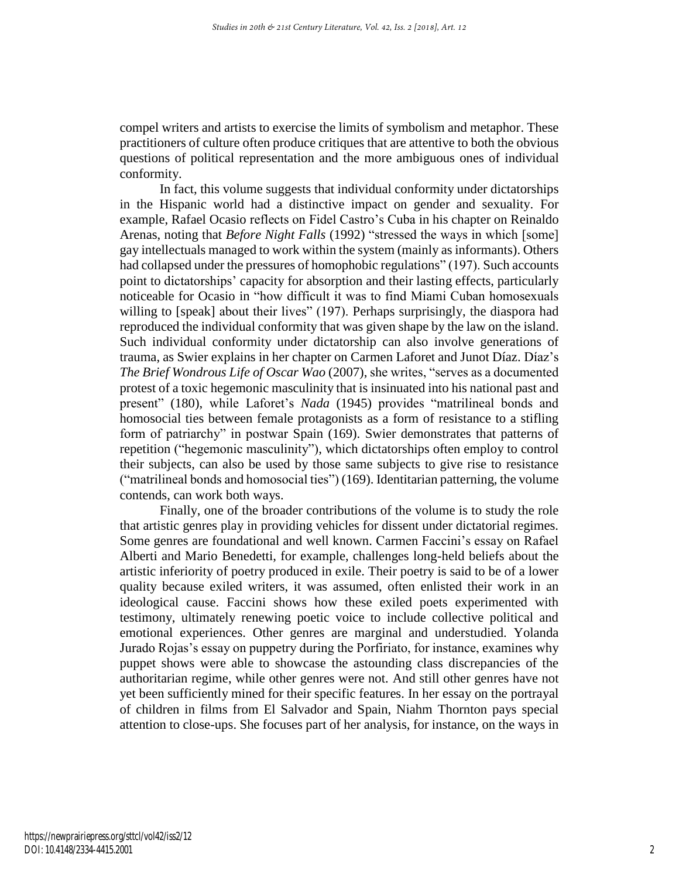compel writers and artists to exercise the limits of symbolism and metaphor. These practitioners of culture often produce critiques that are attentive to both the obvious questions of political representation and the more ambiguous ones of individual conformity.

In fact, this volume suggests that individual conformity under dictatorships in the Hispanic world had a distinctive impact on gender and sexuality. For example, Rafael Ocasio reflects on Fidel Castro's Cuba in his chapter on Reinaldo Arenas, noting that *Before Night Falls* (1992) "stressed the ways in which [some] gay intellectuals managed to work within the system (mainly as informants). Others had collapsed under the pressures of homophobic regulations" (197). Such accounts point to dictatorships' capacity for absorption and their lasting effects, particularly noticeable for Ocasio in "how difficult it was to find Miami Cuban homosexuals willing to [speak] about their lives" (197). Perhaps surprisingly, the diaspora had reproduced the individual conformity that was given shape by the law on the island. Such individual conformity under dictatorship can also involve generations of trauma, as Swier explains in her chapter on Carmen Laforet and Junot Díaz. Díaz's *The Brief Wondrous Life of Oscar Wao* (2007), she writes, "serves as a documented protest of a toxic hegemonic masculinity that is insinuated into his national past and present" (180), while Laforet's *Nada* (1945) provides "matrilineal bonds and homosocial ties between female protagonists as a form of resistance to a stifling form of patriarchy" in postwar Spain (169). Swier demonstrates that patterns of repetition ("hegemonic masculinity"), which dictatorships often employ to control their subjects, can also be used by those same subjects to give rise to resistance ("matrilineal bonds and homosocial ties") (169). Identitarian patterning, the volume contends, can work both ways.

Finally, one of the broader contributions of the volume is to study the role that artistic genres play in providing vehicles for dissent under dictatorial regimes. Some genres are foundational and well known. Carmen Faccini's essay on Rafael Alberti and Mario Benedetti, for example, challenges long-held beliefs about the artistic inferiority of poetry produced in exile. Their poetry is said to be of a lower quality because exiled writers, it was assumed, often enlisted their work in an ideological cause. Faccini shows how these exiled poets experimented with testimony, ultimately renewing poetic voice to include collective political and emotional experiences. Other genres are marginal and understudied. Yolanda Jurado Rojas's essay on puppetry during the Porfiriato, for instance, examines why puppet shows were able to showcase the astounding class discrepancies of the authoritarian regime, while other genres were not. And still other genres have not yet been sufficiently mined for their specific features. In her essay on the portrayal of children in films from El Salvador and Spain, Niahm Thornton pays special attention to close-ups. She focuses part of her analysis, for instance, on the ways in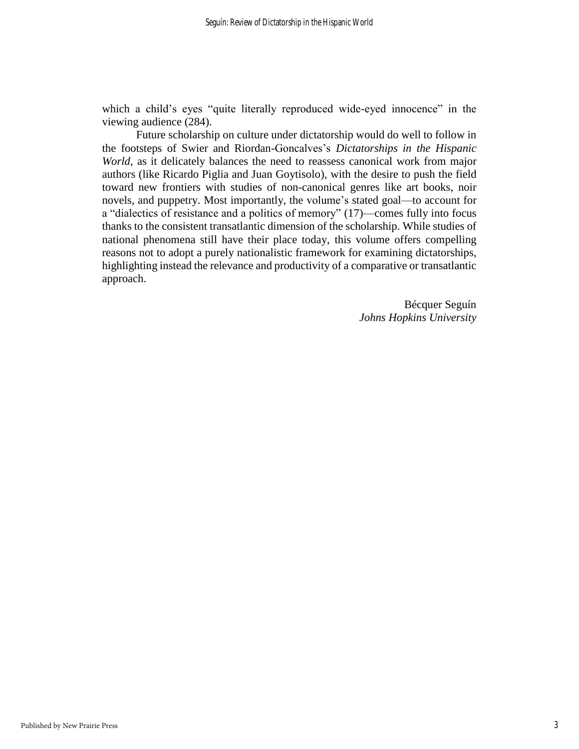which a child's eyes "quite literally reproduced wide-eyed innocence" in the viewing audience (284).

Future scholarship on culture under dictatorship would do well to follow in the footsteps of Swier and Riordan-Goncalves's *Dictatorships in the Hispanic World*, as it delicately balances the need to reassess canonical work from major authors (like Ricardo Piglia and Juan Goytisolo), with the desire to push the field toward new frontiers with studies of non-canonical genres like art books, noir novels, and puppetry. Most importantly, the volume's stated goal—to account for a "dialectics of resistance and a politics of memory" (17)—comes fully into focus thanks to the consistent transatlantic dimension of the scholarship. While studies of national phenomena still have their place today, this volume offers compelling reasons not to adopt a purely nationalistic framework for examining dictatorships, highlighting instead the relevance and productivity of a comparative or transatlantic approach.

Bécquer Seguín
*Johns Hopkins University*